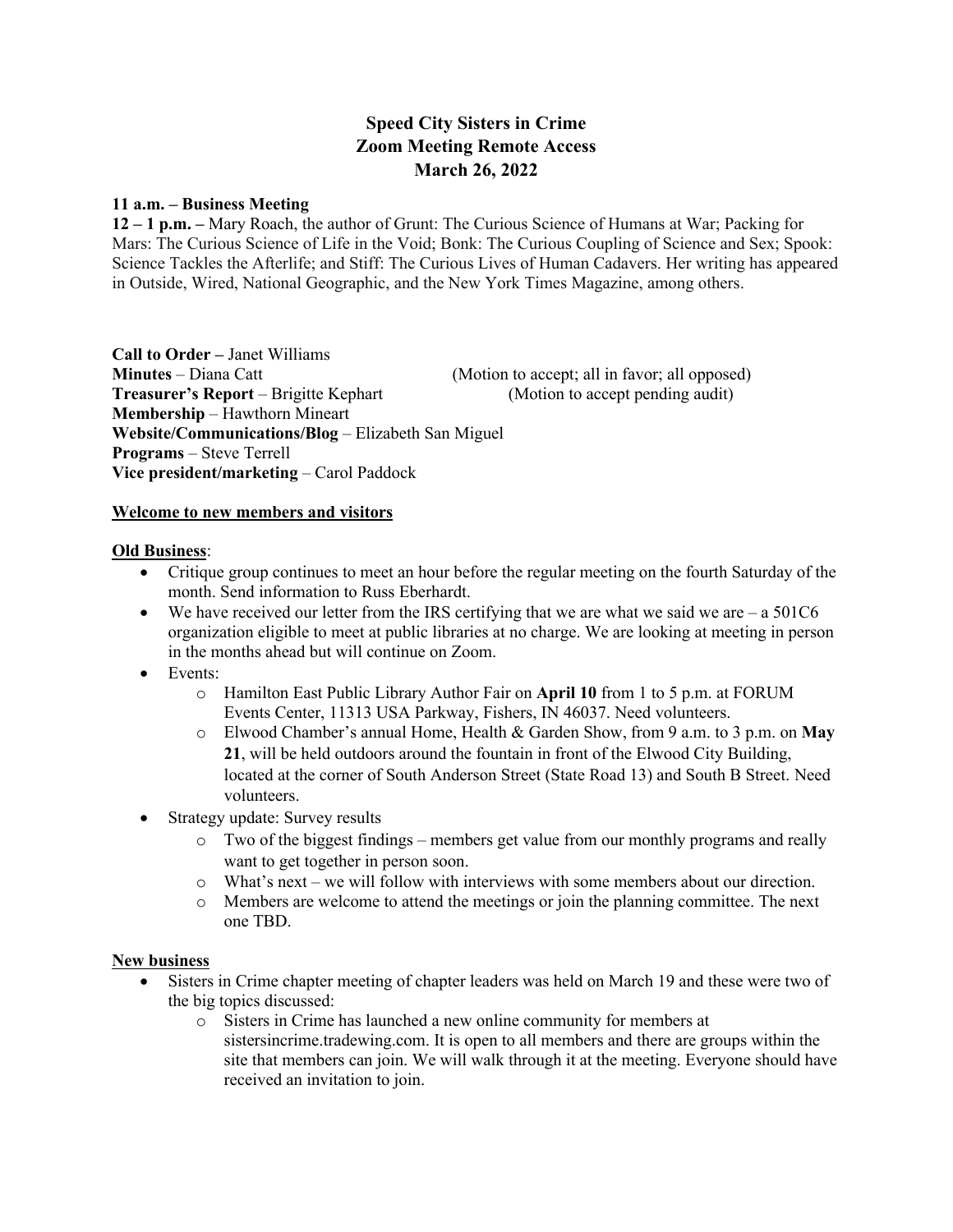# Speed City Sisters in Crime
# Zoom Meeting Remote Access
# March 26, 2022

**11 a.m. – Business Meeting**

**12 – 1 p.m. –** Mary Roach, the author of Grunt: The Curious Science of Humans at War; Packing for Mars: The Curious Science of Life in the Void; Bonk: The Curious Coupling of Science and Sex; Spook: Science Tackles the Afterlife; and Stiff: The Curious Lives of Human Cadavers. Her writing has appeared in Outside, Wired, National Geographic, and the New York Times Magazine, among others.

**Call to Order –** Janet Williams
**Minutes** – Diana Catt (Motion to accept; all in favor; all opposed)
**Treasurer's Report** – Brigitte Kephart (Motion to accept pending audit)
**Membership** – Hawthorn Mineart
**Website/Communications/Blog** – Elizabeth San Miguel
**Programs** – Steve Terrell
**Vice president/marketing** – Carol Paddock

**<u>Welcome to new members and visitors</u>**

**<u>Old Business</u>**:

- Critique group continues to meet an hour before the regular meeting on the fourth Saturday of the month. Send information to Russ Eberhardt.
- We have received our letter from the IRS certifying that we are what we said we are – a 501C6 organization eligible to meet at public libraries at no charge. We are looking at meeting in person in the months ahead but will continue on Zoom.
- Events:
  - Hamilton East Public Library Author Fair on **April 10** from 1 to 5 p.m. at FORUM Events Center, 11313 USA Parkway, Fishers, IN 46037. Need volunteers.
  - Elwood Chamber's annual Home, Health & Garden Show, from 9 a.m. to 3 p.m. on **May 21**, will be held outdoors around the fountain in front of the Elwood City Building, located at the corner of South Anderson Street (State Road 13) and South B Street. Need volunteers.
- Strategy update: Survey results
  - Two of the biggest findings – members get value from our monthly programs and really want to get together in person soon.
  - What's next – we will follow with interviews with some members about our direction.
  - Members are welcome to attend the meetings or join the planning committee. The next one TBD.

**<u>New business</u>**

- Sisters in Crime chapter meeting of chapter leaders was held on March 19 and these were two of the big topics discussed:
  - Sisters in Crime has launched a new online community for members at sistersincrime.tradewing.com. It is open to all members and there are groups within the site that members can join. We will walk through it at the meeting. Everyone should have received an invitation to join.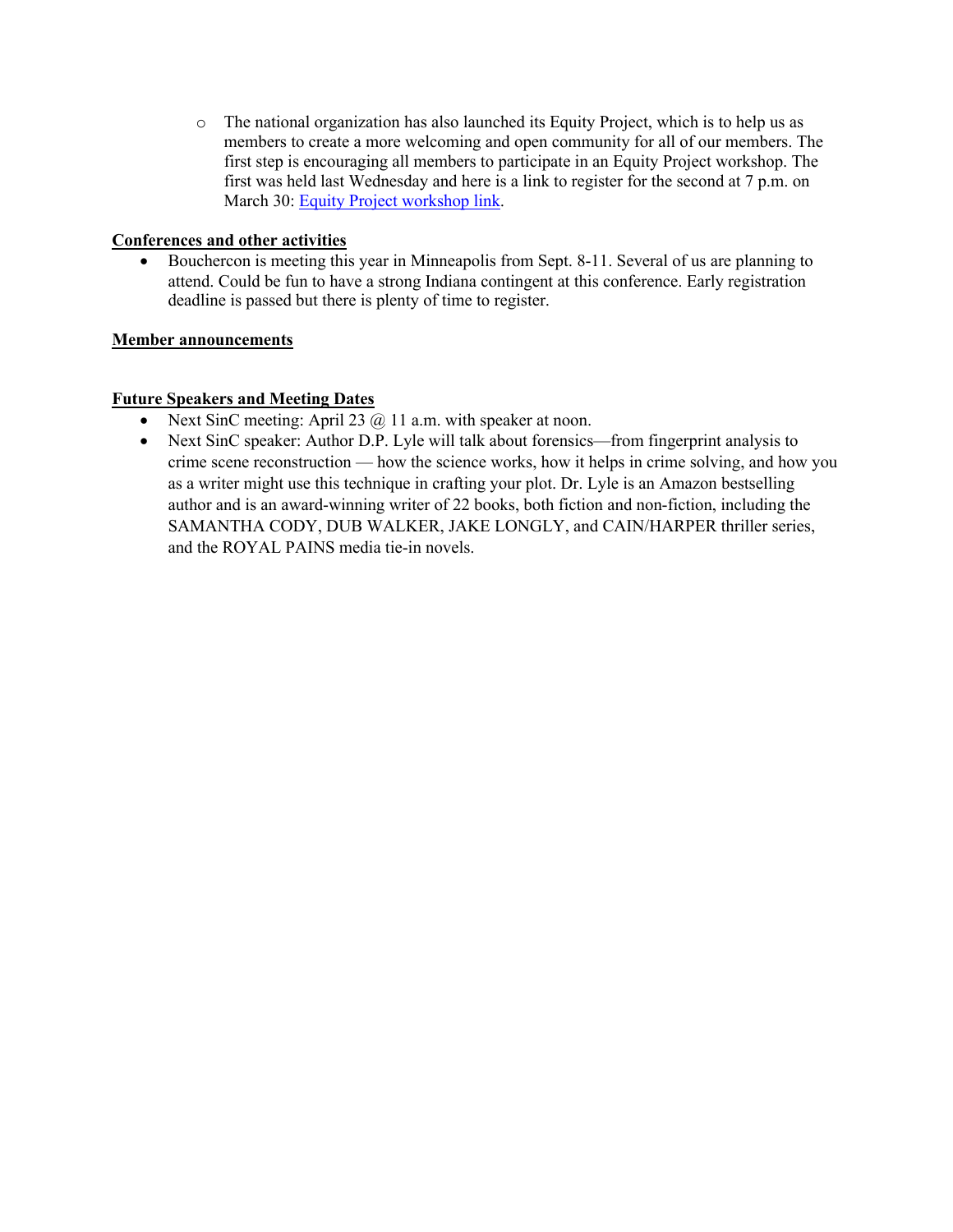- The national organization has also launched its Equity Project, which is to help us as members to create a more welcoming and open community for all of our members. The first step is encouraging all members to participate in an Equity Project workshop. The first was held last Wednesday and here is a link to register for the second at 7 p.m. on March 30: Equity Project workshop link.

**Conferences and other activities**

- Bouchercon is meeting this year in Minneapolis from Sept. 8-11. Several of us are planning to attend. Could be fun to have a strong Indiana contingent at this conference. Early registration deadline is passed but there is plenty of time to register.

**Member announcements**

**Future Speakers and Meeting Dates**

- Next SinC meeting: April 23 @ 11 a.m. with speaker at noon.
- Next SinC speaker: Author D.P. Lyle will talk about forensics—from fingerprint analysis to crime scene reconstruction — how the science works, how it helps in crime solving, and how you as a writer might use this technique in crafting your plot. Dr. Lyle is an Amazon bestselling author and is an award-winning writer of 22 books, both fiction and non-fiction, including the SAMANTHA CODY, DUB WALKER, JAKE LONGLY, and CAIN/HARPER thriller series, and the ROYAL PAINS media tie-in novels.